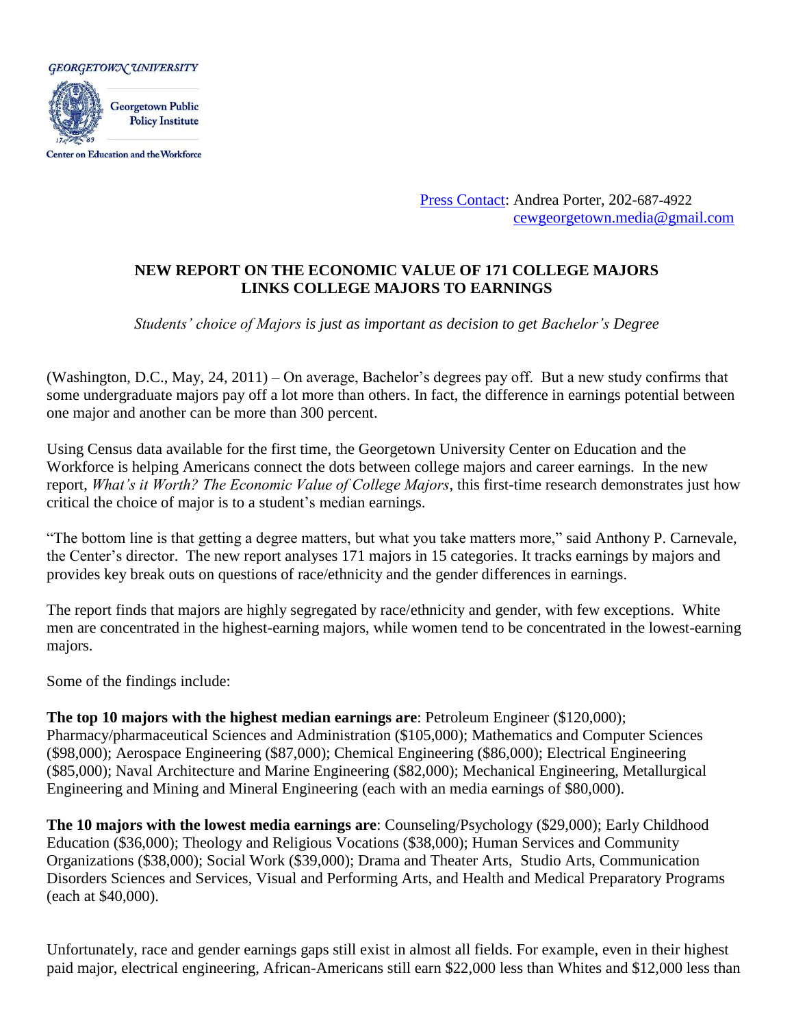GEORGETOWN UNIVERSITY

Georgetown Public Policy Institute

Center on Education and the Workforce

Press Contact: Andrea Porter, 202-687-4922
cewgeorgetown.media@gmail.com

**NEW REPORT ON THE ECONOMIC VALUE OF 171 COLLEGE MAJORS LINKS COLLEGE MAJORS TO EARNINGS**

*Students' choice of Majors is just as important as decision to get Bachelor's Degree*

(Washington, D.C., May, 24, 2011) – On average, Bachelor's degrees pay off. But a new study confirms that some undergraduate majors pay off a lot more than others. In fact, the difference in earnings potential between one major and another can be more than 300 percent.

Using Census data available for the first time, the Georgetown University Center on Education and the Workforce is helping Americans connect the dots between college majors and career earnings. In the new report, *What's it Worth? The Economic Value of College Majors*, this first-time research demonstrates just how critical the choice of major is to a student's median earnings.

"The bottom line is that getting a degree matters, but what you take matters more," said Anthony P. Carnevale, the Center's director. The new report analyses 171 majors in 15 categories. It tracks earnings by majors and provides key break outs on questions of race/ethnicity and the gender differences in earnings.

The report finds that majors are highly segregated by race/ethnicity and gender, with few exceptions. White men are concentrated in the highest-earning majors, while women tend to be concentrated in the lowest-earning majors.

Some of the findings include:

**The top 10 majors with the highest median earnings are**: Petroleum Engineer ($120,000); Pharmacy/pharmaceutical Sciences and Administration ($105,000); Mathematics and Computer Sciences ($98,000); Aerospace Engineering ($87,000); Chemical Engineering ($86,000); Electrical Engineering ($85,000); Naval Architecture and Marine Engineering ($82,000); Mechanical Engineering, Metallurgical Engineering and Mining and Mineral Engineering (each with an media earnings of $80,000).

**The 10 majors with the lowest media earnings are**: Counseling/Psychology ($29,000); Early Childhood Education ($36,000); Theology and Religious Vocations ($38,000); Human Services and Community Organizations ($38,000); Social Work ($39,000); Drama and Theater Arts, Studio Arts, Communication Disorders Sciences and Services, Visual and Performing Arts, and Health and Medical Preparatory Programs (each at $40,000).

Unfortunately, race and gender earnings gaps still exist in almost all fields. For example, even in their highest paid major, electrical engineering, African-Americans still earn $22,000 less than Whites and $12,000 less than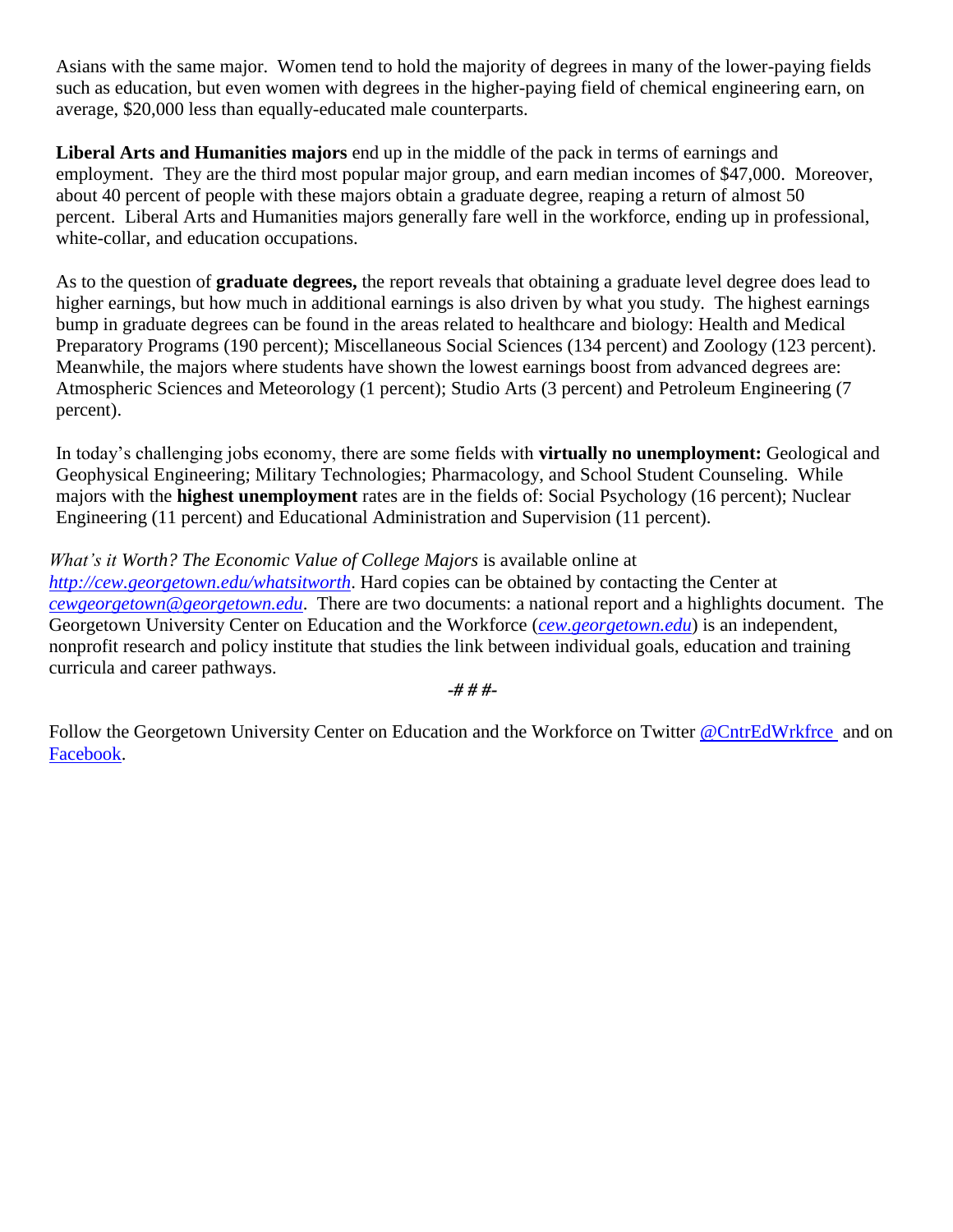Asians with the same major. Women tend to hold the majority of degrees in many of the lower-paying fields such as education, but even women with degrees in the higher-paying field of chemical engineering earn, on average, $20,000 less than equally-educated male counterparts.

**Liberal Arts and Humanities majors** end up in the middle of the pack in terms of earnings and employment. They are the third most popular major group, and earn median incomes of $47,000. Moreover, about 40 percent of people with these majors obtain a graduate degree, reaping a return of almost 50 percent. Liberal Arts and Humanities majors generally fare well in the workforce, ending up in professional, white-collar, and education occupations.

As to the question of **graduate degrees,** the report reveals that obtaining a graduate level degree does lead to higher earnings, but how much in additional earnings is also driven by what you study. The highest earnings bump in graduate degrees can be found in the areas related to healthcare and biology: Health and Medical Preparatory Programs (190 percent); Miscellaneous Social Sciences (134 percent) and Zoology (123 percent). Meanwhile, the majors where students have shown the lowest earnings boost from advanced degrees are: Atmospheric Sciences and Meteorology (1 percent); Studio Arts (3 percent) and Petroleum Engineering (7 percent).

In today's challenging jobs economy, there are some fields with **virtually no unemployment:** Geological and Geophysical Engineering; Military Technologies; Pharmacology, and School Student Counseling. While majors with the **highest unemployment** rates are in the fields of: Social Psychology (16 percent); Nuclear Engineering (11 percent) and Educational Administration and Supervision (11 percent).

*What's it Worth? The Economic Value of College Majors* is available online at *http://cew.georgetown.edu/whatsitworth*. Hard copies can be obtained by contacting the Center at *cewgeorgetown@georgetown.edu*. There are two documents: a national report and a highlights document. The Georgetown University Center on Education and the Workforce (*cew.georgetown.edu*) is an independent, nonprofit research and policy institute that studies the link between individual goals, education and training curricula and career pathways.

***-# # #-***

Follow the Georgetown University Center on Education and the Workforce on Twitter @CntrEdWrkfrce and on Facebook.